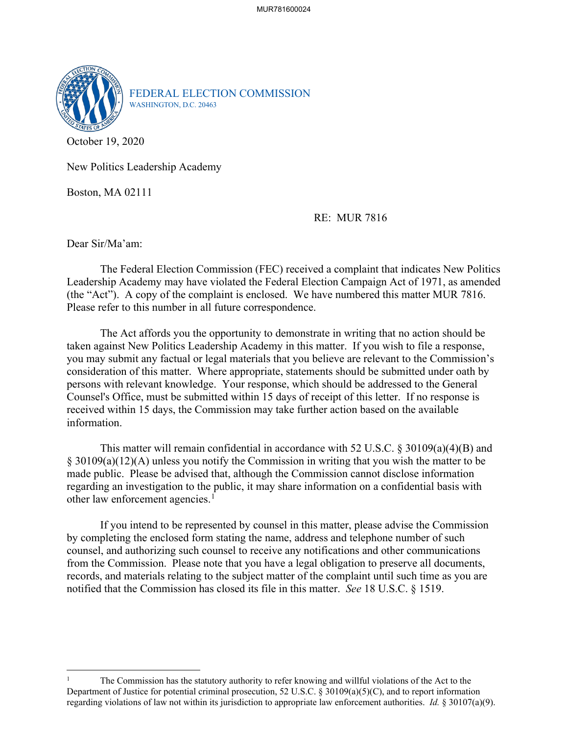FEDERAL ELECTION COMMISSION
WASHINGTON, D.C. 20463

October 19, 2020

New Politics Leadership Academy

Boston, MA 02111

RE: MUR 7816

Dear Sir/Ma'am:

The Federal Election Commission (FEC) received a complaint that indicates New Politics Leadership Academy may have violated the Federal Election Campaign Act of 1971, as amended (the "Act"). A copy of the complaint is enclosed. We have numbered this matter MUR 7816. Please refer to this number in all future correspondence.

The Act affords you the opportunity to demonstrate in writing that no action should be taken against New Politics Leadership Academy in this matter. If you wish to file a response, you may submit any factual or legal materials that you believe are relevant to the Commission's consideration of this matter. Where appropriate, statements should be submitted under oath by persons with relevant knowledge. Your response, which should be addressed to the General Counsel's Office, must be submitted within 15 days of receipt of this letter. If no response is received within 15 days, the Commission may take further action based on the available information.

This matter will remain confidential in accordance with 52 U.S.C. § 30109(a)(4)(B) and § 30109(a)(12)(A) unless you notify the Commission in writing that you wish the matter to be made public. Please be advised that, although the Commission cannot disclose information regarding an investigation to the public, it may share information on a confidential basis with other law enforcement agencies.[1]

If you intend to be represented by counsel in this matter, please advise the Commission by completing the enclosed form stating the name, address and telephone number of such counsel, and authorizing such counsel to receive any notifications and other communications from the Commission. Please note that you have a legal obligation to preserve all documents, records, and materials relating to the subject matter of the complaint until such time as you are notified that the Commission has closed its file in this matter. *See* 18 U.S.C. § 1519.

---

[1] The Commission has the statutory authority to refer knowing and willful violations of the Act to the Department of Justice for potential criminal prosecution, 52 U.S.C. § 30109(a)(5)(C), and to report information regarding violations of law not within its jurisdiction to appropriate law enforcement authorities. *Id.* § 30107(a)(9).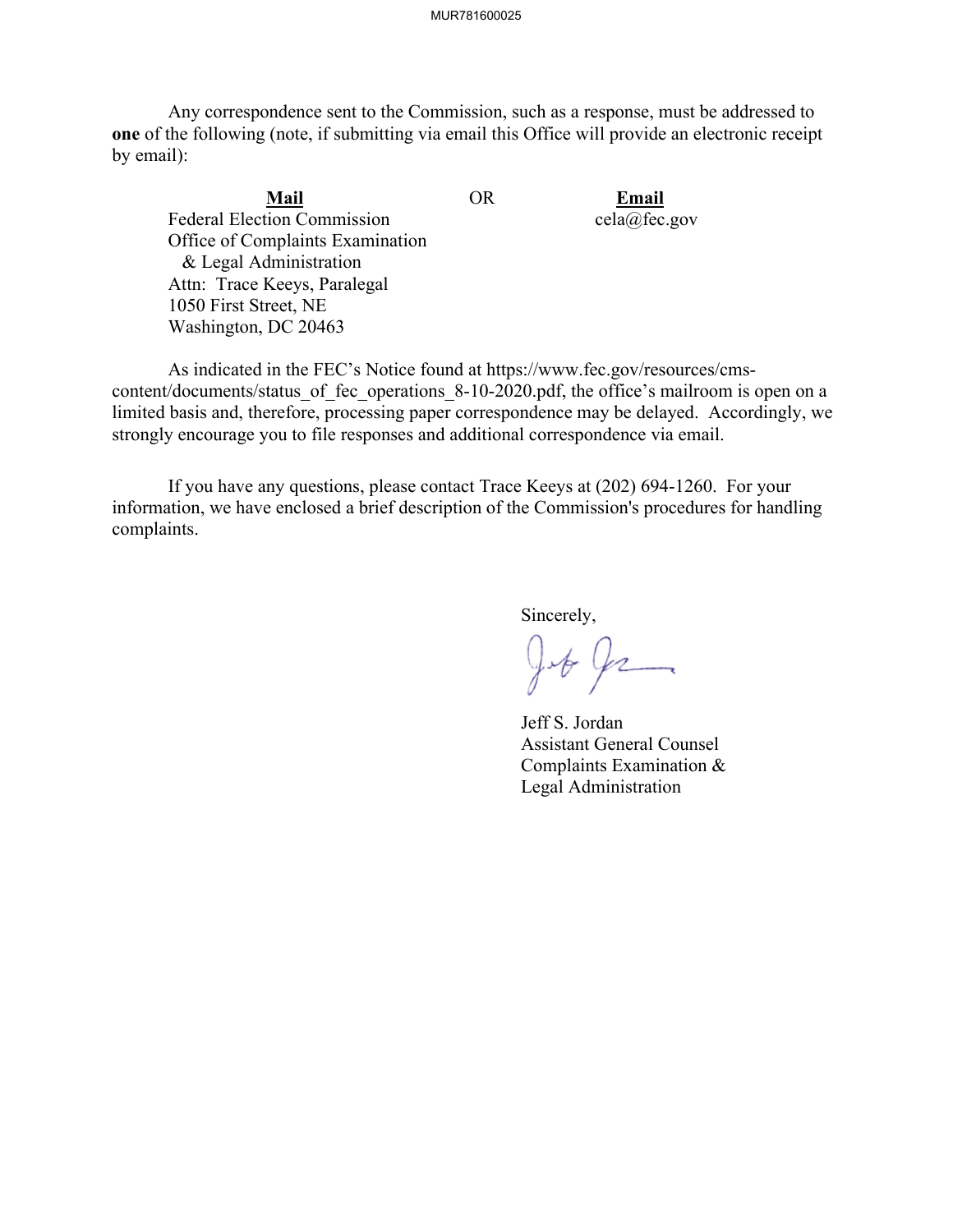Any correspondence sent to the Commission, such as a response, must be addressed to **one** of the following (note, if submitting via email this Office will provide an electronic receipt by email):

| **Mail** | OR | **Email** |
|---|---|---|
| Federal Election Commission<br>Office of Complaints Examination<br>& Legal Administration<br>Attn: Trace Keeys, Paralegal<br>1050 First Street, NE<br>Washington, DC 20463 | | cela@fec.gov |

As indicated in the FEC's Notice found at https://www.fec.gov/resources/cms-content/documents/status_of_fec_operations_8-10-2020.pdf, the office's mailroom is open on a limited basis and, therefore, processing paper correspondence may be delayed. Accordingly, we strongly encourage you to file responses and additional correspondence via email.

If you have any questions, please contact Trace Keeys at (202) 694-1260. For your information, we have enclosed a brief description of the Commission's procedures for handling complaints.

Sincerely,

Jeff S. Jordan
Assistant General Counsel
Complaints Examination &
Legal Administration